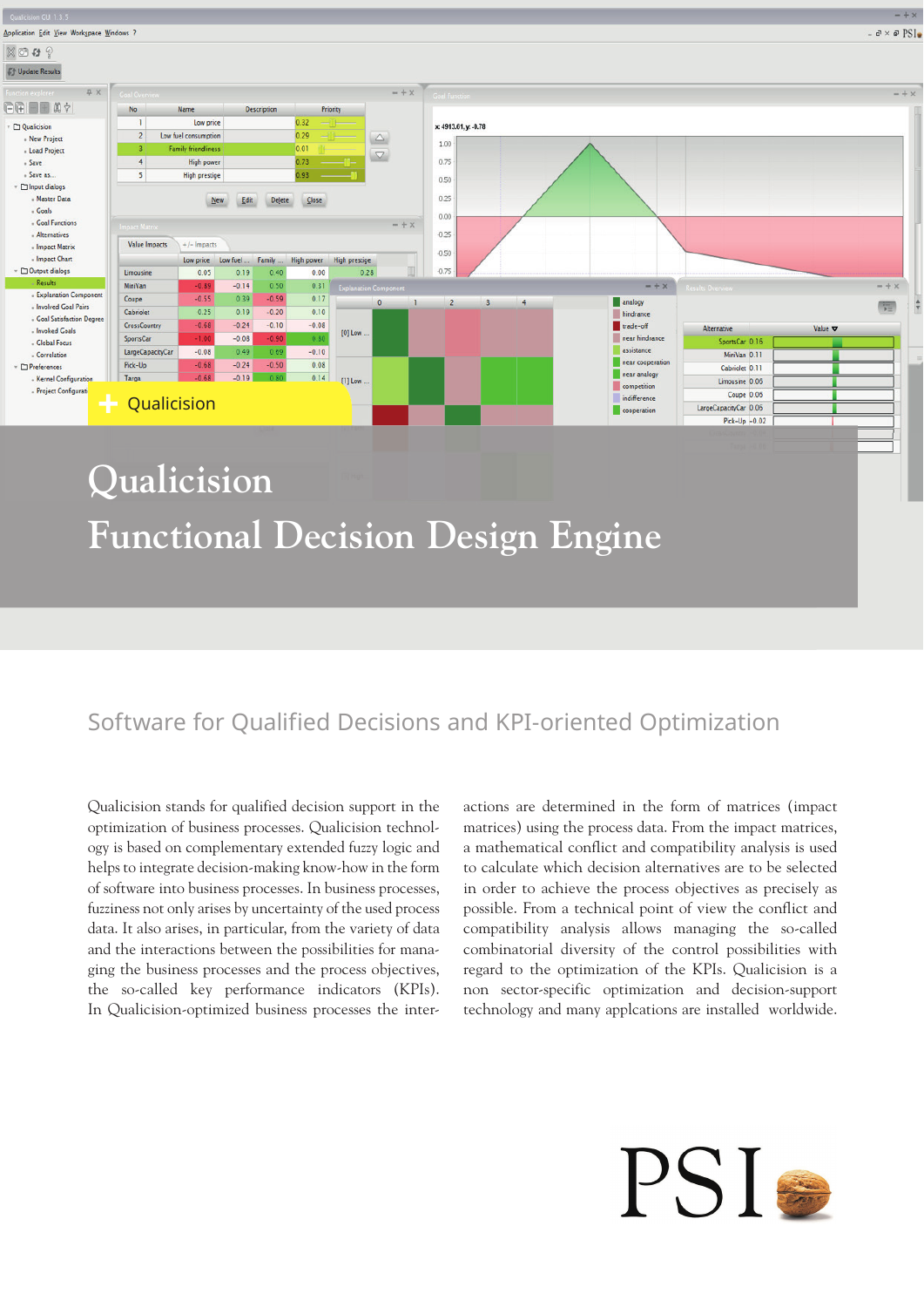# Qualicision

# Functional Decision Design Engine

## Software for Qualified Decisions and KPI-oriented Optimization

Qualicision stands for qualified decision support in the optimization of business processes. Qualicision technology is based on complementary extended fuzzy logic and helps to integrate decision-making know-how in the form of software into business processes. In business processes, fuzziness not only arises by uncertainty of the used process data. It also arises, in particular, from the variety of data and the interactions between the possibilities for managing the business processes and the process objectives, the so-called key performance indicators (KPIs). In Qualicision-optimized business processes the interactions are determined in the form of matrices (impact matrices) using the process data. From the impact matrices, a mathematical conflict and compatibility analysis is used to calculate which decision alternatives are to be selected in order to achieve the process objectives as precisely as possible. From a technical point of view the conflict and compatibility analysis allows managing the so-called combinatorial diversity of the control possibilities with regard to the optimization of the KPIs. Qualicision is a non sector-specific optimization and decision-support technology and many applcations are installed worldwide.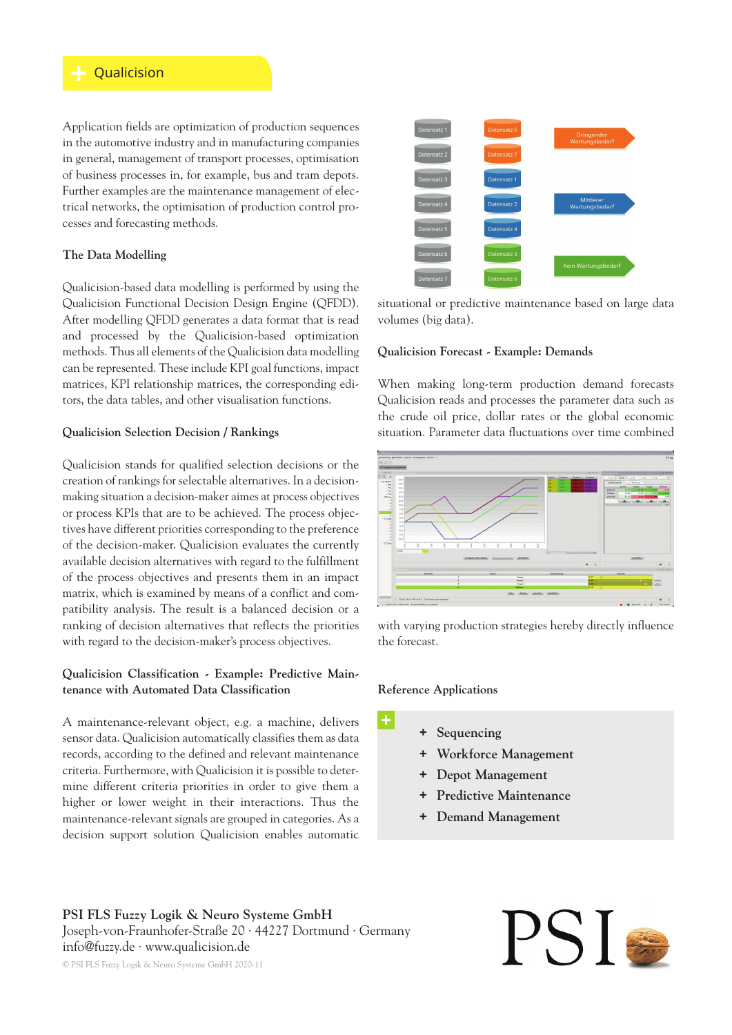## Qualicision

Application fields are optimization of production sequences in the automotive industry and in manufacturing companies in general, management of transport processes, optimisation of business processes in, for example, bus and tram depots. Further examples are the maintenance management of electrical networks, the optimisation of production control processes and forecasting methods.

### The Data Modelling

Qualicision-based data modelling is performed by using the Qualicision Functional Decision Design Engine (QFDD). After modelling QFDD generates a data format that is read and processed by the Qualicision-based optimization methods. Thus all elements of the Qualicision data modelling can be represented. These include KPI goal functions, impact matrices, KPI relationship matrices, the corresponding editors, the data tables, and other visualisation functions.

### Qualicision Selection Decision / Rankings

Qualicision stands for qualified selection decisions or the creation of rankings for selectable alternatives. In a decision-making situation a decision-maker aimes at process objectives or process KPIs that are to be achieved. The process objectives have different priorities corresponding to the preference of the decision-maker. Qualicision evaluates the currently available decision alternatives with regard to the fulfillment of the process objectives and presents them in an impact matrix, which is examined by means of a conflict and compatibility analysis. The result is a balanced decision or a ranking of decision alternatives that reflects the priorities with regard to the decision-maker's process objectives.

### Qualicision Classification - Example: Predictive Maintenance with Automated Data Classification

A maintenance-relevant object, e.g. a machine, delivers sensor data. Qualicision automatically classifies them as data records, according to the defined and relevant maintenance criteria. Furthermore, with Qualicision it is possible to determine different criteria priorities in order to give them a higher or lower weight in their interactions. Thus the maintenance-relevant signals are grouped in categories. As a decision support solution Qualicision enables automatic

Datensatz 1
Datensatz 2
Datensatz 3
Datensatz 4
Datensatz 5
Datensatz 6
Datensatz 7

Datensatz 5
Datensatz 7
Datensatz 1
Datensatz 2
Datensatz 4
Datensatz 3
Datensatz 6

Dringender Wartungsbedarf
Mittlerer Wartungsbedarf
Kein Wartungsbedarf

situational or predictive maintenance based on large data volumes (big data).

### Qualicision Forecast - Example: Demands

When making long-term production demand forecasts Qualicision reads and processes the parameter data such as the crude oil price, dollar rates or the global economic situation. Parameter data fluctuations over time combined with varying production strategies hereby directly influence the forecast.

### Reference Applications

- Sequencing
- Workforce Management
- Depot Management
- Predictive Maintenance
- Demand Management

**PSI FLS Fuzzy Logik & Neuro Systeme GmbH**
Joseph-von-Fraunhofer-Straße 20 · 44227 Dortmund · Germany
info@fuzzy.de · www.qualicision.de

© PSI FLS Fuzzy Logik & Neuro Systeme GmbH 2020-11

PSI